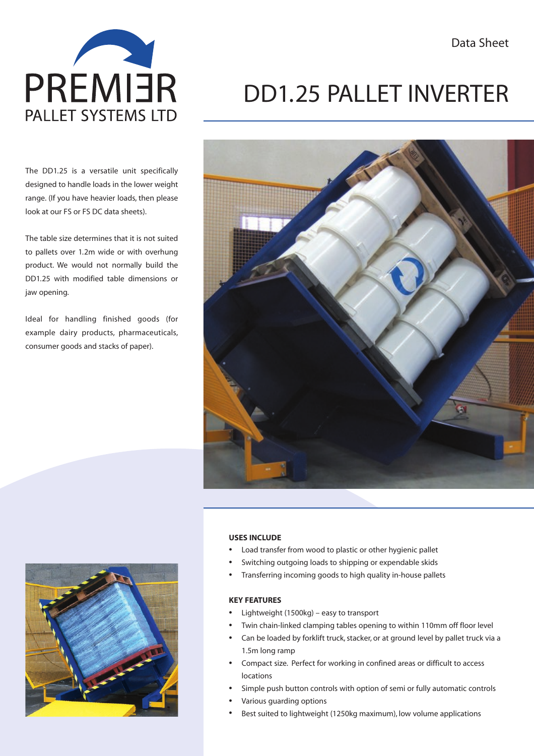PREMI∃R
PALLET SYSTEMS LTD

Data Sheet

# DD1.25 PALLET INVERTER

The DD1.25 is a versatile unit specifically designed to handle loads in the lower weight range. (If you have heavier loads, then please look at our FS or FS DC data sheets).

The table size determines that it is not suited to pallets over 1.2m wide or with overhung product. We would not normally build the DD1.25 with modified table dimensions or jaw opening.

Ideal for handling finished goods (for example dairy products, pharmaceuticals, consumer goods and stacks of paper).

## USES INCLUDE

- Load transfer from wood to plastic or other hygienic pallet
- Switching outgoing loads to shipping or expendable skids
- Transferring incoming goods to high quality in-house pallets

## KEY FEATURES

- Lightweight (1500kg) – easy to transport
- Twin chain-linked clamping tables opening to within 110mm off floor level
- Can be loaded by forklift truck, stacker, or at ground level by pallet truck via a 1.5m long ramp
- Compact size. Perfect for working in confined areas or difficult to access locations
- Simple push button controls with option of semi or fully automatic controls
- Various guarding options
- Best suited to lightweight (1250kg maximum), low volume applications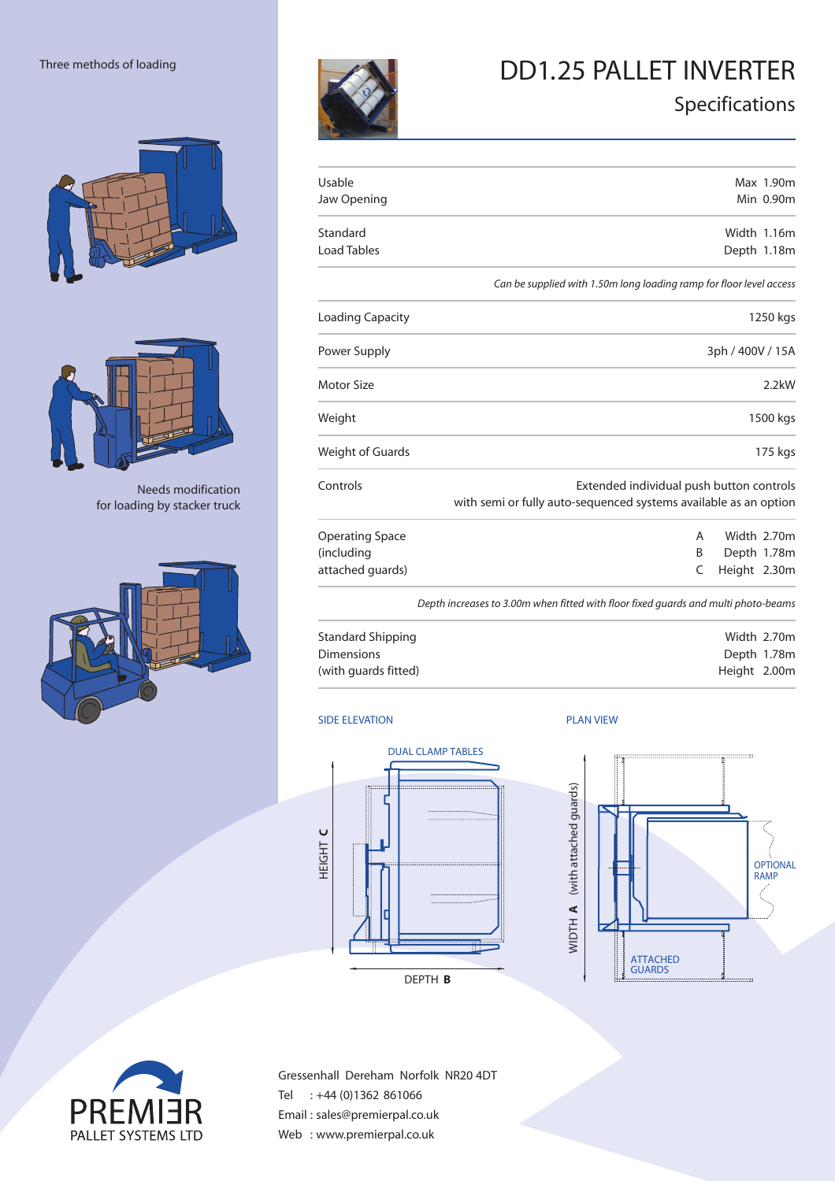Three methods of loading

Needs modification
for loading by stacker truck

# DD1.25 PALLET INVERTER

## Specifications

| | |
|---|---|
| Usable Jaw Opening | Max 1.90m<br>Min 0.90m |
| Standard Load Tables | Width 1.16m<br>Depth 1.18m |
| *Can be supplied with 1.50m long loading ramp for floor level access* | |
| Loading Capacity | 1250 kgs |
| Power Supply | 3ph / 400V / 15A |
| Motor Size | 2.2kW |
| Weight | 1500 kgs |
| Weight of Guards | 175 kgs |
| Controls | Extended individual push button controls with semi or fully auto-sequenced systems available as an option |
| Operating Space (including attached guards) | A Width 2.70m<br>B Depth 1.78m<br>C Height 2.30m |
| *Depth increases to 3.00m when fitted with floor fixed guards and multi photo-beams* | |
| Standard Shipping Dimensions (with guards fitted) | Width 2.70m<br>Depth 1.78m<br>Height 2.00m |

SIDE ELEVATION

DUAL CLAMP TABLES

HEIGHT **C**

DEPTH **B**

PLAN VIEW

WIDTH **A** (with attached guards)

OPTIONAL RAMP

ATTACHED GUARDS

PREMIER PALLET SYSTEMS LTD

Gressenhall Dereham Norfolk NR20 4DT
Tel : +44 (0)1362 861066
Email : sales@premierpal.co.uk
Web : www.premierpal.co.uk